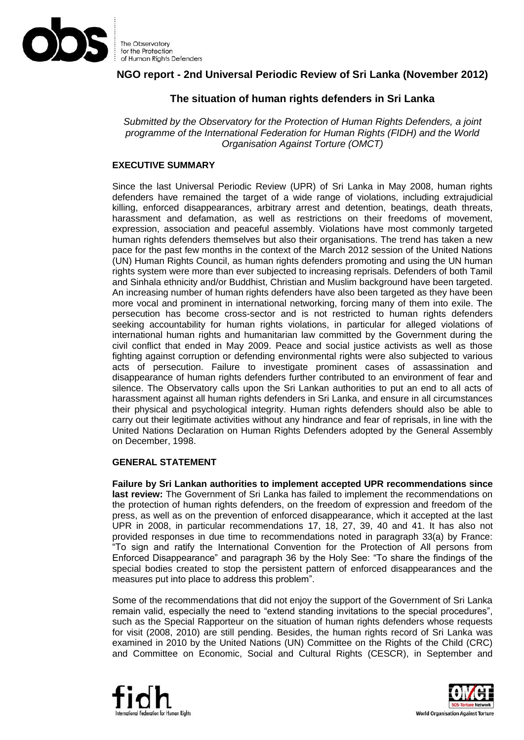## NGO report - 2nd Universal Periodic Review of Sri Lanka (November 2012)

# The situation of human rights defenders in Sri Lanka

*Submitted by the Observatory for the Protection of Human Rights Defenders, a joint programme of the International Federation for Human Rights (FIDH) and the World Organisation Against Torture (OMCT)*

### EXECUTIVE SUMMARY

Since the last Universal Periodic Review (UPR) of Sri Lanka in May 2008, human rights defenders have remained the target of a wide range of violations, including extrajudicial killing, enforced disappearances, arbitrary arrest and detention, beatings, death threats, harassment and defamation, as well as restrictions on their freedoms of movement, expression, association and peaceful assembly. Violations have most commonly targeted human rights defenders themselves but also their organisations. The trend has taken a new pace for the past few months in the context of the March 2012 session of the United Nations (UN) Human Rights Council, as human rights defenders promoting and using the UN human rights system were more than ever subjected to increasing reprisals. Defenders of both Tamil and Sinhala ethnicity and/or Buddhist, Christian and Muslim background have been targeted. An increasing number of human rights defenders have also been targeted as they have been more vocal and prominent in international networking, forcing many of them into exile. The persecution has become cross-sector and is not restricted to human rights defenders seeking accountability for human rights violations, in particular for alleged violations of international human rights and humanitarian law committed by the Government during the civil conflict that ended in May 2009. Peace and social justice activists as well as those fighting against corruption or defending environmental rights were also subjected to various acts of persecution. Failure to investigate prominent cases of assassination and disappearance of human rights defenders further contributed to an environment of fear and silence. The Observatory calls upon the Sri Lankan authorities to put an end to all acts of harassment against all human rights defenders in Sri Lanka, and ensure in all circumstances their physical and psychological integrity. Human rights defenders should also be able to carry out their legitimate activities without any hindrance and fear of reprisals, in line with the United Nations Declaration on Human Rights Defenders adopted by the General Assembly on December, 1998.

### GENERAL STATEMENT

**Failure by Sri Lankan authorities to implement accepted UPR recommendations since last review:** The Government of Sri Lanka has failed to implement the recommendations on the protection of human rights defenders, on the freedom of expression and freedom of the press, as well as on the prevention of enforced disappearance, which it accepted at the last UPR in 2008, in particular recommendations 17, 18, 27, 39, 40 and 41. It has also not provided responses in due time to recommendations noted in paragraph 33(a) by France: "To sign and ratify the International Convention for the Protection of All persons from Enforced Disappearance" and paragraph 36 by the Holy See: "To share the findings of the special bodies created to stop the persistent pattern of enforced disappearances and the measures put into place to address this problem".

Some of the recommendations that did not enjoy the support of the Government of Sri Lanka remain valid, especially the need to "extend standing invitations to the special procedures", such as the Special Rapporteur on the situation of human rights defenders whose requests for visit (2008, 2010) are still pending. Besides, the human rights record of Sri Lanka was examined in 2010 by the United Nations (UN) Committee on the Rights of the Child (CRC) and Committee on Economic, Social and Cultural Rights (CESCR), in September and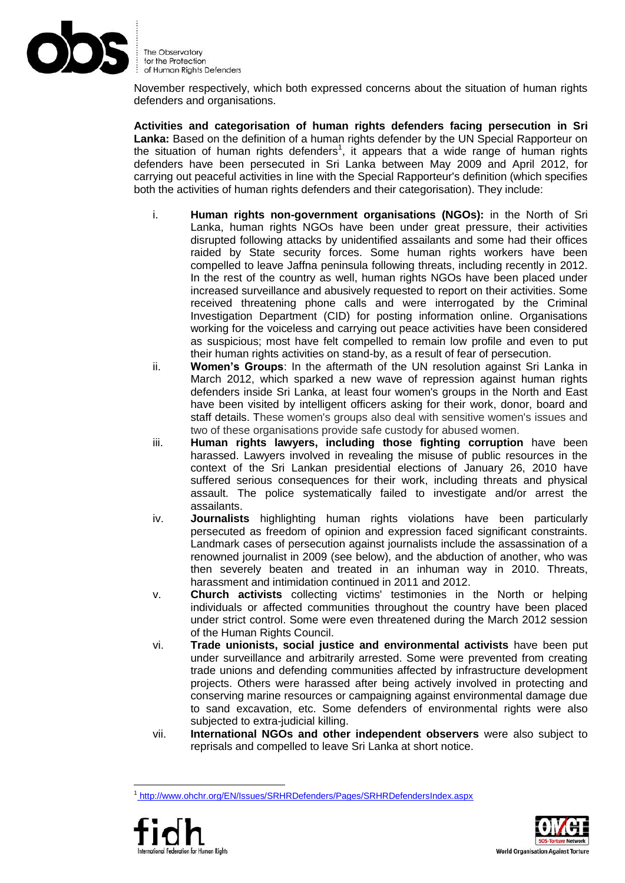November respectively, which both expressed concerns about the situation of human rights defenders and organisations.

**Activities and categorisation of human rights defenders facing persecution in Sri Lanka:** Based on the definition of a human rights defender by the UN Special Rapporteur on the situation of human rights defenders[1], it appears that a wide range of human rights defenders have been persecuted in Sri Lanka between May 2009 and April 2012, for carrying out peaceful activities in line with the Special Rapporteur's definition (which specifies both the activities of human rights defenders and their categorisation). They include:

i. **Human rights non-government organisations (NGOs):** in the North of Sri Lanka, human rights NGOs have been under great pressure, their activities disrupted following attacks by unidentified assailants and some had their offices raided by State security forces. Some human rights workers have been compelled to leave Jaffna peninsula following threats, including recently in 2012. In the rest of the country as well, human rights NGOs have been placed under increased surveillance and abusively requested to report on their activities. Some received threatening phone calls and were interrogated by the Criminal Investigation Department (CID) for posting information online. Organisations working for the voiceless and carrying out peace activities have been considered as suspicious; most have felt compelled to remain low profile and even to put their human rights activities on stand-by, as a result of fear of persecution.

ii. **Women's Groups**: In the aftermath of the UN resolution against Sri Lanka in March 2012, which sparked a new wave of repression against human rights defenders inside Sri Lanka, at least four women's groups in the North and East have been visited by intelligent officers asking for their work, donor, board and staff details. These women's groups also deal with sensitive women's issues and two of these organisations provide safe custody for abused women.

iii. **Human rights lawyers, including those fighting corruption** have been harassed. Lawyers involved in revealing the misuse of public resources in the context of the Sri Lankan presidential elections of January 26, 2010 have suffered serious consequences for their work, including threats and physical assault. The police systematically failed to investigate and/or arrest the assailants.

iv. **Journalists** highlighting human rights violations have been particularly persecuted as freedom of opinion and expression faced significant constraints. Landmark cases of persecution against journalists include the assassination of a renowned journalist in 2009 (see below), and the abduction of another, who was then severely beaten and treated in an inhuman way in 2010. Threats, harassment and intimidation continued in 2011 and 2012.

v. **Church activists** collecting victims' testimonies in the North or helping individuals or affected communities throughout the country have been placed under strict control. Some were even threatened during the March 2012 session of the Human Rights Council.

vi. **Trade unionists, social justice and environmental activists** have been put under surveillance and arbitrarily arrested. Some were prevented from creating trade unions and defending communities affected by infrastructure development projects. Others were harassed after being actively involved in protecting and conserving marine resources or campaigning against environmental damage due to sand excavation, etc. Some defenders of environmental rights were also subjected to extra-judicial killing.

vii. **International NGOs and other independent observers** were also subject to reprisals and compelled to leave Sri Lanka at short notice.

---

[1] http://www.ohchr.org/EN/Issues/SRHRDefenders/Pages/SRHRDefendersIndex.aspx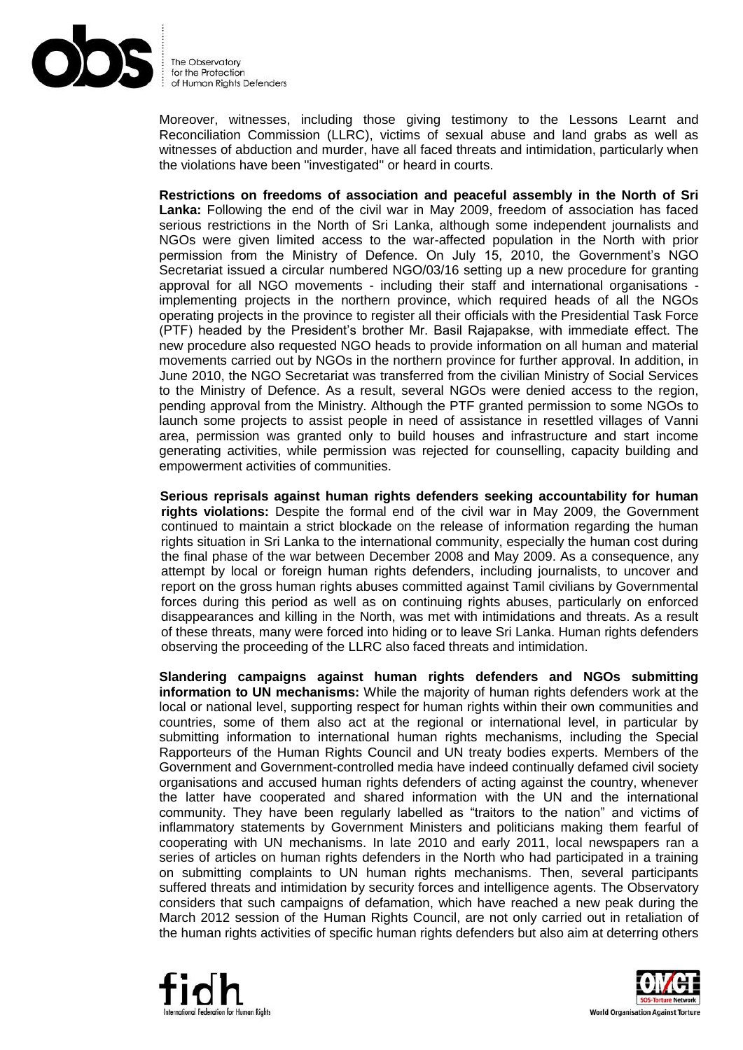Moreover, witnesses, including those giving testimony to the Lessons Learnt and Reconciliation Commission (LLRC), victims of sexual abuse and land grabs as well as witnesses of abduction and murder, have all faced threats and intimidation, particularly when the violations have been "investigated" or heard in courts.

**Restrictions on freedoms of association and peaceful assembly in the North of Sri Lanka:** Following the end of the civil war in May 2009, freedom of association has faced serious restrictions in the North of Sri Lanka, although some independent journalists and NGOs were given limited access to the war-affected population in the North with prior permission from the Ministry of Defence. On July 15, 2010, the Government's NGO Secretariat issued a circular numbered NGO/03/16 setting up a new procedure for granting approval for all NGO movements - including their staff and international organisations - implementing projects in the northern province, which required heads of all the NGOs operating projects in the province to register all their officials with the Presidential Task Force (PTF) headed by the President's brother Mr. Basil Rajapakse, with immediate effect. The new procedure also requested NGO heads to provide information on all human and material movements carried out by NGOs in the northern province for further approval. In addition, in June 2010, the NGO Secretariat was transferred from the civilian Ministry of Social Services to the Ministry of Defence. As a result, several NGOs were denied access to the region, pending approval from the Ministry. Although the PTF granted permission to some NGOs to launch some projects to assist people in need of assistance in resettled villages of Vanni area, permission was granted only to build houses and infrastructure and start income generating activities, while permission was rejected for counselling, capacity building and empowerment activities of communities.

**Serious reprisals against human rights defenders seeking accountability for human rights violations:** Despite the formal end of the civil war in May 2009, the Government continued to maintain a strict blockade on the release of information regarding the human rights situation in Sri Lanka to the international community, especially the human cost during the final phase of the war between December 2008 and May 2009. As a consequence, any attempt by local or foreign human rights defenders, including journalists, to uncover and report on the gross human rights abuses committed against Tamil civilians by Governmental forces during this period as well as on continuing rights abuses, particularly on enforced disappearances and killing in the North, was met with intimidations and threats. As a result of these threats, many were forced into hiding or to leave Sri Lanka. Human rights defenders observing the proceeding of the LLRC also faced threats and intimidation.

**Slandering campaigns against human rights defenders and NGOs submitting information to UN mechanisms:** While the majority of human rights defenders work at the local or national level, supporting respect for human rights within their own communities and countries, some of them also act at the regional or international level, in particular by submitting information to international human rights mechanisms, including the Special Rapporteurs of the Human Rights Council and UN treaty bodies experts. Members of the Government and Government-controlled media have indeed continually defamed civil society organisations and accused human rights defenders of acting against the country, whenever the latter have cooperated and shared information with the UN and the international community. They have been regularly labelled as "traitors to the nation" and victims of inflammatory statements by Government Ministers and politicians making them fearful of cooperating with UN mechanisms. In late 2010 and early 2011, local newspapers ran a series of articles on human rights defenders in the North who had participated in a training on submitting complaints to UN human rights mechanisms. Then, several participants suffered threats and intimidation by security forces and intelligence agents. The Observatory considers that such campaigns of defamation, which have reached a new peak during the March 2012 session of the Human Rights Council, are not only carried out in retaliation of the human rights activities of specific human rights defenders but also aim at deterring others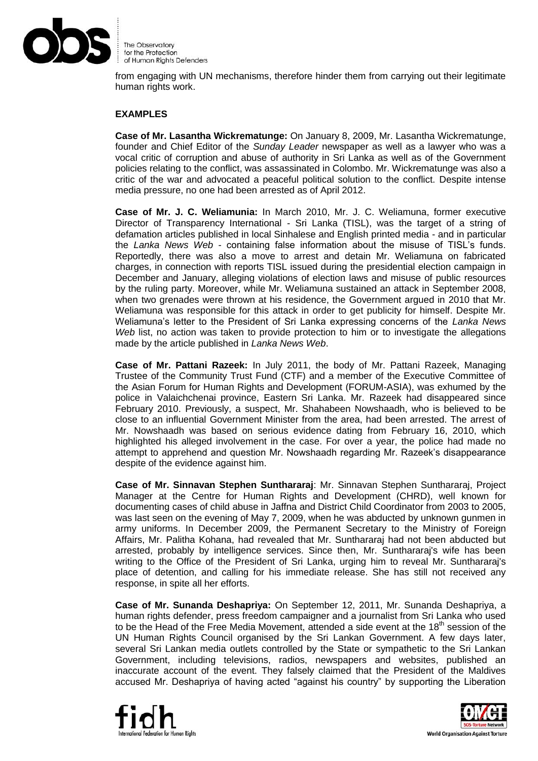from engaging with UN mechanisms, therefore hinder them from carrying out their legitimate human rights work.

**EXAMPLES**

**Case of Mr. Lasantha Wickrematunge:** On January 8, 2009, Mr. Lasantha Wickrematunge, founder and Chief Editor of the *Sunday Leader* newspaper as well as a lawyer who was a vocal critic of corruption and abuse of authority in Sri Lanka as well as of the Government policies relating to the conflict, was assassinated in Colombo. Mr. Wickrematunge was also a critic of the war and advocated a peaceful political solution to the conflict. Despite intense media pressure, no one had been arrested as of April 2012.

**Case of Mr. J. C. Weliamunia:** In March 2010, Mr. J. C. Weliamuna, former executive Director of Transparency International - Sri Lanka (TISL), was the target of a string of defamation articles published in local Sinhalese and English printed media - and in particular the *Lanka News Web* - containing false information about the misuse of TISL's funds. Reportedly, there was also a move to arrest and detain Mr. Weliamuna on fabricated charges, in connection with reports TISL issued during the presidential election campaign in December and January, alleging violations of election laws and misuse of public resources by the ruling party. Moreover, while Mr. Weliamuna sustained an attack in September 2008, when two grenades were thrown at his residence, the Government argued in 2010 that Mr. Weliamuna was responsible for this attack in order to get publicity for himself. Despite Mr. Weliamuna's letter to the President of Sri Lanka expressing concerns of the *Lanka News Web* list, no action was taken to provide protection to him or to investigate the allegations made by the article published in *Lanka News Web*.

**Case of Mr. Pattani Razeek:** In July 2011, the body of Mr. Pattani Razeek, Managing Trustee of the Community Trust Fund (CTF) and a member of the Executive Committee of the Asian Forum for Human Rights and Development (FORUM-ASIA), was exhumed by the police in Valaichchenai province, Eastern Sri Lanka. Mr. Razeek had disappeared since February 2010. Previously, a suspect, Mr. Shahabeen Nowshaadh, who is believed to be close to an influential Government Minister from the area, had been arrested. The arrest of Mr. Nowshaadh was based on serious evidence dating from February 16, 2010, which highlighted his alleged involvement in the case. For over a year, the police had made no attempt to apprehend and question Mr. Nowshaadh regarding Mr. Razeek's disappearance despite of the evidence against him.

**Case of Mr. Sinnavan Stephen Sunthararaj**: Mr. Sinnavan Stephen Sunthararaj, Project Manager at the Centre for Human Rights and Development (CHRD), well known for documenting cases of child abuse in Jaffna and District Child Coordinator from 2003 to 2005, was last seen on the evening of May 7, 2009, when he was abducted by unknown gunmen in army uniforms. In December 2009, the Permanent Secretary to the Ministry of Foreign Affairs, Mr. Palitha Kohana, had revealed that Mr. Sunthararaj had not been abducted but arrested, probably by intelligence services. Since then, Mr. Sunthararaj's wife has been writing to the Office of the President of Sri Lanka, urging him to reveal Mr. Sunthararaj's place of detention, and calling for his immediate release. She has still not received any response, in spite all her efforts.

**Case of Mr. Sunanda Deshapriya:** On September 12, 2011, Mr. Sunanda Deshapriya, a human rights defender, press freedom campaigner and a journalist from Sri Lanka who used to be the Head of the Free Media Movement, attended a side event at the 18th session of the UN Human Rights Council organised by the Sri Lankan Government. A few days later, several Sri Lankan media outlets controlled by the State or sympathetic to the Sri Lankan Government, including televisions, radios, newspapers and websites, published an inaccurate account of the event. They falsely claimed that the President of the Maldives accused Mr. Deshapriya of having acted "against his country" by supporting the Liberation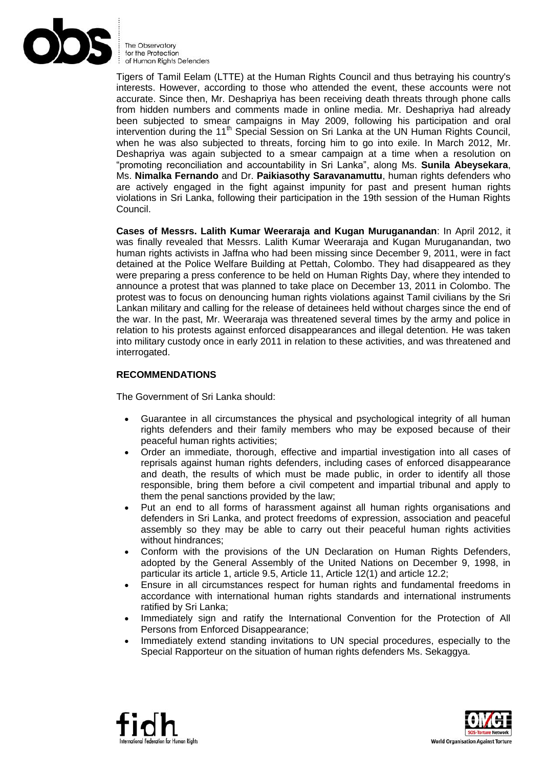Tigers of Tamil Eelam (LTTE) at the Human Rights Council and thus betraying his country's interests. However, according to those who attended the event, these accounts were not accurate. Since then, Mr. Deshapriya has been receiving death threats through phone calls from hidden numbers and comments made in online media. Mr. Deshapriya had already been subjected to smear campaigns in May 2009, following his participation and oral intervention during the 11th Special Session on Sri Lanka at the UN Human Rights Council, when he was also subjected to threats, forcing him to go into exile. In March 2012, Mr. Deshapriya was again subjected to a smear campaign at a time when a resolution on "promoting reconciliation and accountability in Sri Lanka", along Ms. **Sunila Abeysekara**, Ms. **Nimalka Fernando** and Dr. **Paikiasothy Saravanamuttu**, human rights defenders who are actively engaged in the fight against impunity for past and present human rights violations in Sri Lanka, following their participation in the 19th session of the Human Rights Council.

**Cases of Messrs. Lalith Kumar Weeraraja and Kugan Muruganandan**: In April 2012, it was finally revealed that Messrs. Lalith Kumar Weeraraja and Kugan Muruganandan, two human rights activists in Jaffna who had been missing since December 9, 2011, were in fact detained at the Police Welfare Building at Pettah, Colombo. They had disappeared as they were preparing a press conference to be held on Human Rights Day, where they intended to announce a protest that was planned to take place on December 13, 2011 in Colombo. The protest was to focus on denouncing human rights violations against Tamil civilians by the Sri Lankan military and calling for the release of detainees held without charges since the end of the war. In the past, Mr. Weeraraja was threatened several times by the army and police in relation to his protests against enforced disappearances and illegal detention. He was taken into military custody once in early 2011 in relation to these activities, and was threatened and interrogated.

## RECOMMENDATIONS

The Government of Sri Lanka should:

- Guarantee in all circumstances the physical and psychological integrity of all human rights defenders and their family members who may be exposed because of their peaceful human rights activities;
- Order an immediate, thorough, effective and impartial investigation into all cases of reprisals against human rights defenders, including cases of enforced disappearance and death, the results of which must be made public, in order to identify all those responsible, bring them before a civil competent and impartial tribunal and apply to them the penal sanctions provided by the law;
- Put an end to all forms of harassment against all human rights organisations and defenders in Sri Lanka, and protect freedoms of expression, association and peaceful assembly so they may be able to carry out their peaceful human rights activities without hindrances;
- Conform with the provisions of the UN Declaration on Human Rights Defenders, adopted by the General Assembly of the United Nations on December 9, 1998, in particular its article 1, article 9.5, Article 11, Article 12(1) and article 12.2;
- Ensure in all circumstances respect for human rights and fundamental freedoms in accordance with international human rights standards and international instruments ratified by Sri Lanka;
- Immediately sign and ratify the International Convention for the Protection of All Persons from Enforced Disappearance;
- Immediately extend standing invitations to UN special procedures, especially to the Special Rapporteur on the situation of human rights defenders Ms. Sekaggya.